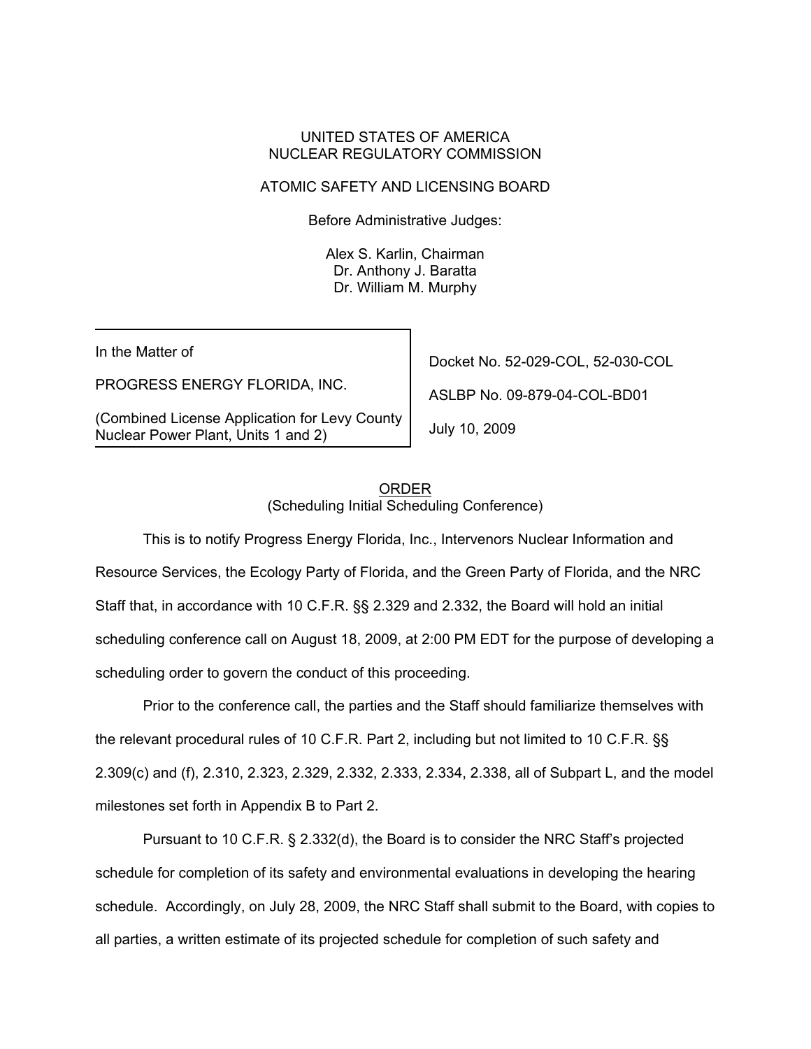UNITED STATES OF AMERICA
NUCLEAR REGULATORY COMMISSION

ATOMIC SAFETY AND LICENSING BOARD

Before Administrative Judges:

Alex S. Karlin, Chairman
Dr. Anthony J. Baratta
Dr. William M. Murphy

| | |
|---|---|
| In the Matter of<br><br>PROGRESS ENERGY FLORIDA, INC.<br><br>(Combined License Application for Levy County Nuclear Power Plant, Units 1 and 2) | Docket No. 52-029-COL, 52-030-COL<br><br>ASLBP No. 09-879-04-COL-BD01<br><br>July 10, 2009 |

ORDER
(Scheduling Initial Scheduling Conference)

This is to notify Progress Energy Florida, Inc., Intervenors Nuclear Information and Resource Services, the Ecology Party of Florida, and the Green Party of Florida, and the NRC Staff that, in accordance with 10 C.F.R. §§ 2.329 and 2.332, the Board will hold an initial scheduling conference call on August 18, 2009, at 2:00 PM EDT for the purpose of developing a scheduling order to govern the conduct of this proceeding.

Prior to the conference call, the parties and the Staff should familiarize themselves with the relevant procedural rules of 10 C.F.R. Part 2, including but not limited to 10 C.F.R. §§ 2.309(c) and (f), 2.310, 2.323, 2.329, 2.332, 2.333, 2.334, 2.338, all of Subpart L, and the model milestones set forth in Appendix B to Part 2.

Pursuant to 10 C.F.R. § 2.332(d), the Board is to consider the NRC Staff's projected schedule for completion of its safety and environmental evaluations in developing the hearing schedule. Accordingly, on July 28, 2009, the NRC Staff shall submit to the Board, with copies to all parties, a written estimate of its projected schedule for completion of such safety and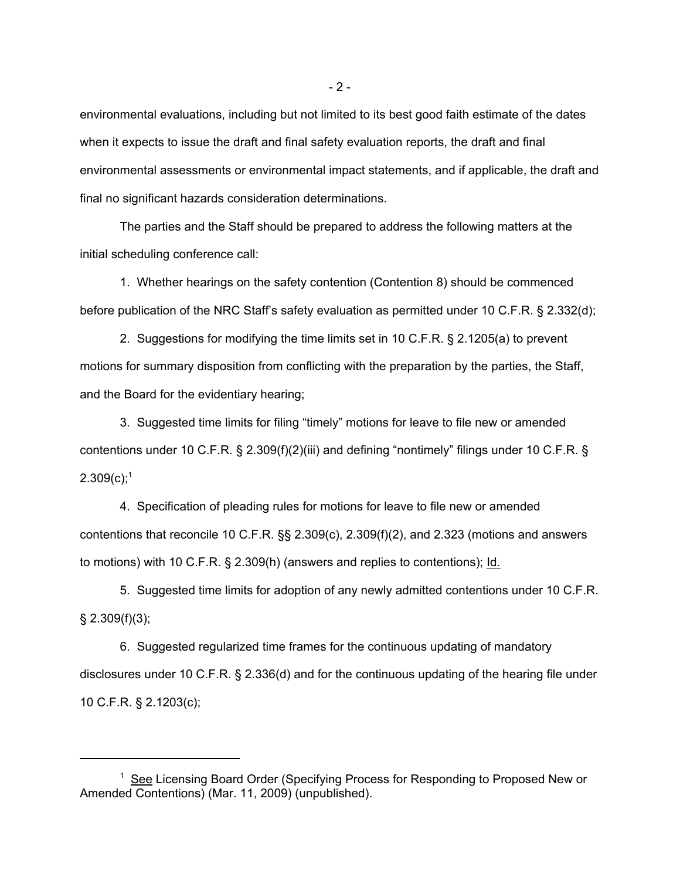environmental evaluations, including but not limited to its best good faith estimate of the dates when it expects to issue the draft and final safety evaluation reports, the draft and final environmental assessments or environmental impact statements, and if applicable, the draft and final no significant hazards consideration determinations.

The parties and the Staff should be prepared to address the following matters at the initial scheduling conference call:

1. Whether hearings on the safety contention (Contention 8) should be commenced before publication of the NRC Staff's safety evaluation as permitted under 10 C.F.R. § 2.332(d);

2. Suggestions for modifying the time limits set in 10 C.F.R. § 2.1205(a) to prevent motions for summary disposition from conflicting with the preparation by the parties, the Staff, and the Board for the evidentiary hearing;

3. Suggested time limits for filing "timely" motions for leave to file new or amended contentions under 10 C.F.R. § 2.309(f)(2)(iii) and defining "nontimely" filings under 10 C.F.R. § 2.309(c);[1]

4. Specification of pleading rules for motions for leave to file new or amended contentions that reconcile 10 C.F.R. §§ 2.309(c), 2.309(f)(2), and 2.323 (motions and answers to motions) with 10 C.F.R. § 2.309(h) (answers and replies to contentions); Id.

5. Suggested time limits for adoption of any newly admitted contentions under 10 C.F.R. § 2.309(f)(3);

6. Suggested regularized time frames for the continuous updating of mandatory disclosures under 10 C.F.R. § 2.336(d) and for the continuous updating of the hearing file under 10 C.F.R. § 2.1203(c);

---

[1] See Licensing Board Order (Specifying Process for Responding to Proposed New or Amended Contentions) (Mar. 11, 2009) (unpublished).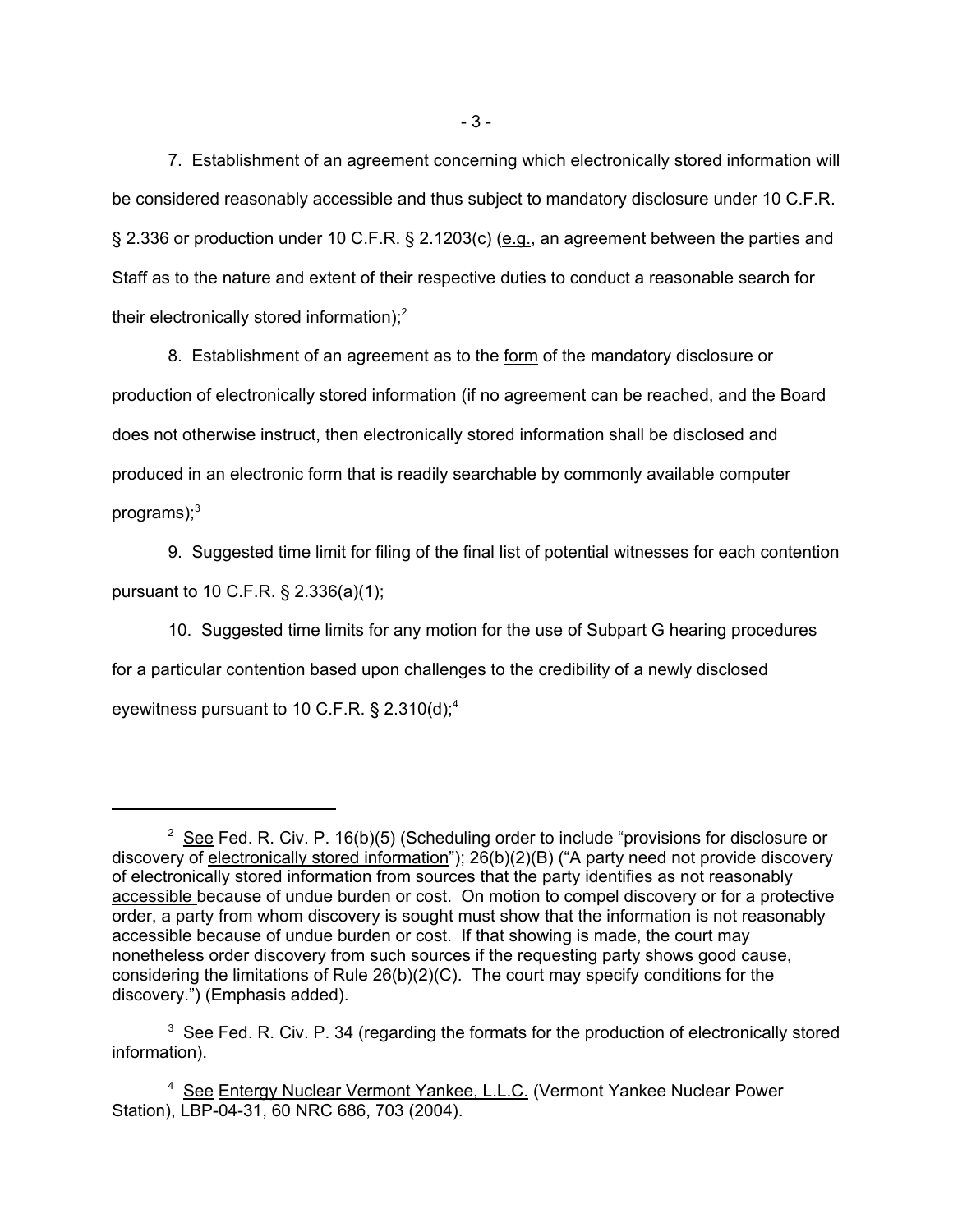7. Establishment of an agreement concerning which electronically stored information will be considered reasonably accessible and thus subject to mandatory disclosure under 10 C.F.R. § 2.336 or production under 10 C.F.R. § 2.1203(c) (e.g., an agreement between the parties and Staff as to the nature and extent of their respective duties to conduct a reasonable search for their electronically stored information);[2]

8. Establishment of an agreement as to the form of the mandatory disclosure or production of electronically stored information (if no agreement can be reached, and the Board does not otherwise instruct, then electronically stored information shall be disclosed and produced in an electronic form that is readily searchable by commonly available computer programs);[3]

9. Suggested time limit for filing of the final list of potential witnesses for each contention pursuant to 10 C.F.R. § 2.336(a)(1);

10. Suggested time limits for any motion for the use of Subpart G hearing procedures for a particular contention based upon challenges to the credibility of a newly disclosed eyewitness pursuant to 10 C.F.R. § 2.310(d);[4]

---

[2] See Fed. R. Civ. P. 16(b)(5) (Scheduling order to include "provisions for disclosure or discovery of electronically stored information"); 26(b)(2)(B) ("A party need not provide discovery of electronically stored information from sources that the party identifies as not reasonably accessible because of undue burden or cost. On motion to compel discovery or for a protective order, a party from whom discovery is sought must show that the information is not reasonably accessible because of undue burden or cost. If that showing is made, the court may nonetheless order discovery from such sources if the requesting party shows good cause, considering the limitations of Rule 26(b)(2)(C). The court may specify conditions for the discovery.") (Emphasis added).

[3] See Fed. R. Civ. P. 34 (regarding the formats for the production of electronically stored information).

[4] See Entergy Nuclear Vermont Yankee, L.L.C. (Vermont Yankee Nuclear Power Station), LBP-04-31, 60 NRC 686, 703 (2004).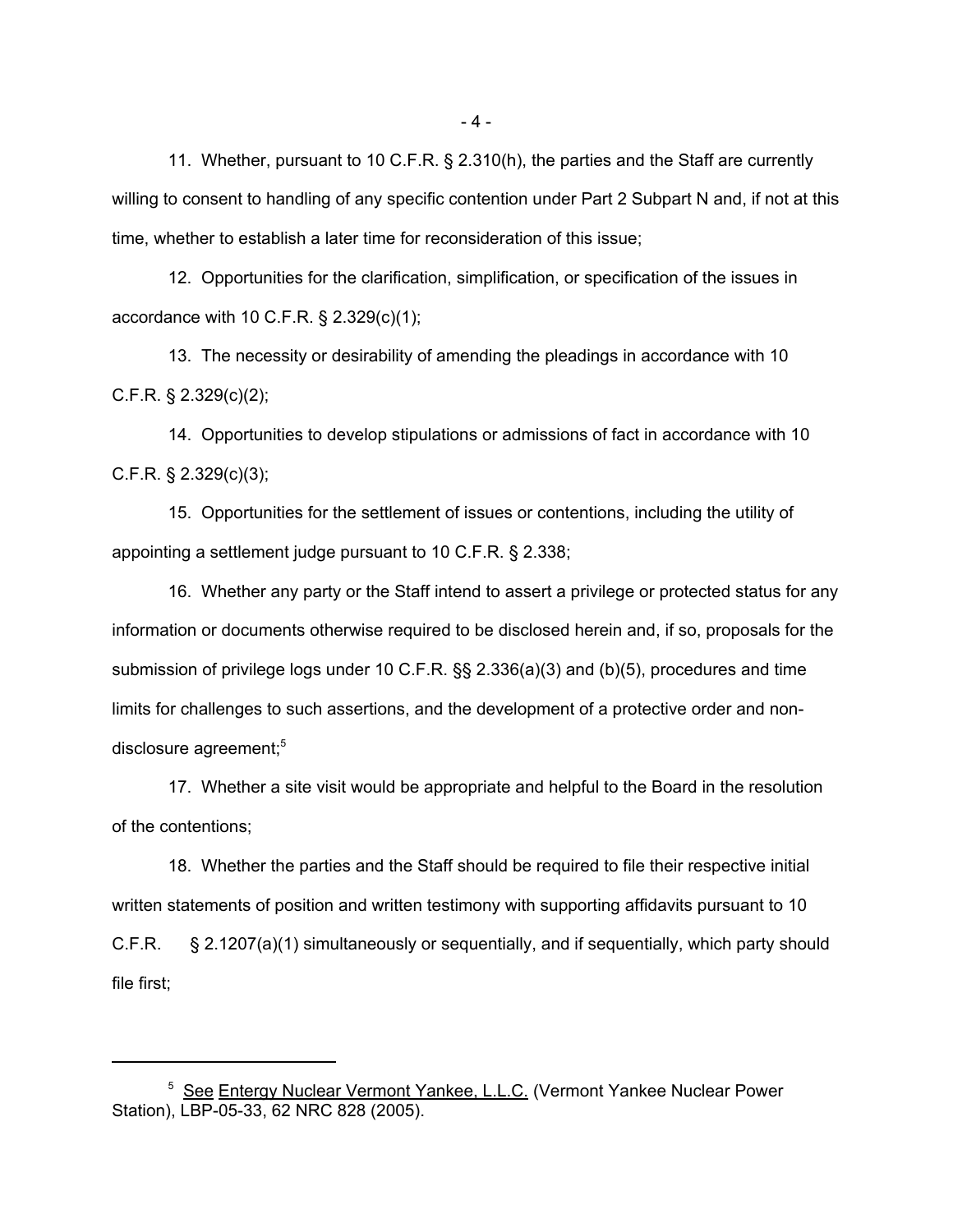11. Whether, pursuant to 10 C.F.R. § 2.310(h), the parties and the Staff are currently willing to consent to handling of any specific contention under Part 2 Subpart N and, if not at this time, whether to establish a later time for reconsideration of this issue;

12. Opportunities for the clarification, simplification, or specification of the issues in accordance with 10 C.F.R. § 2.329(c)(1);

13. The necessity or desirability of amending the pleadings in accordance with 10 C.F.R. § 2.329(c)(2);

14. Opportunities to develop stipulations or admissions of fact in accordance with 10 C.F.R. § 2.329(c)(3);

15. Opportunities for the settlement of issues or contentions, including the utility of appointing a settlement judge pursuant to 10 C.F.R. § 2.338;

16. Whether any party or the Staff intend to assert a privilege or protected status for any information or documents otherwise required to be disclosed herein and, if so, proposals for the submission of privilege logs under 10 C.F.R. §§ 2.336(a)(3) and (b)(5), procedures and time limits for challenges to such assertions, and the development of a protective order and non-disclosure agreement;[5]

17. Whether a site visit would be appropriate and helpful to the Board in the resolution of the contentions;

18. Whether the parties and the Staff should be required to file their respective initial written statements of position and written testimony with supporting affidavits pursuant to 10 C.F.R. § 2.1207(a)(1) simultaneously or sequentially, and if sequentially, which party should file first;

---

[5] See Entergy Nuclear Vermont Yankee, L.L.C. (Vermont Yankee Nuclear Power Station), LBP-05-33, 62 NRC 828 (2005).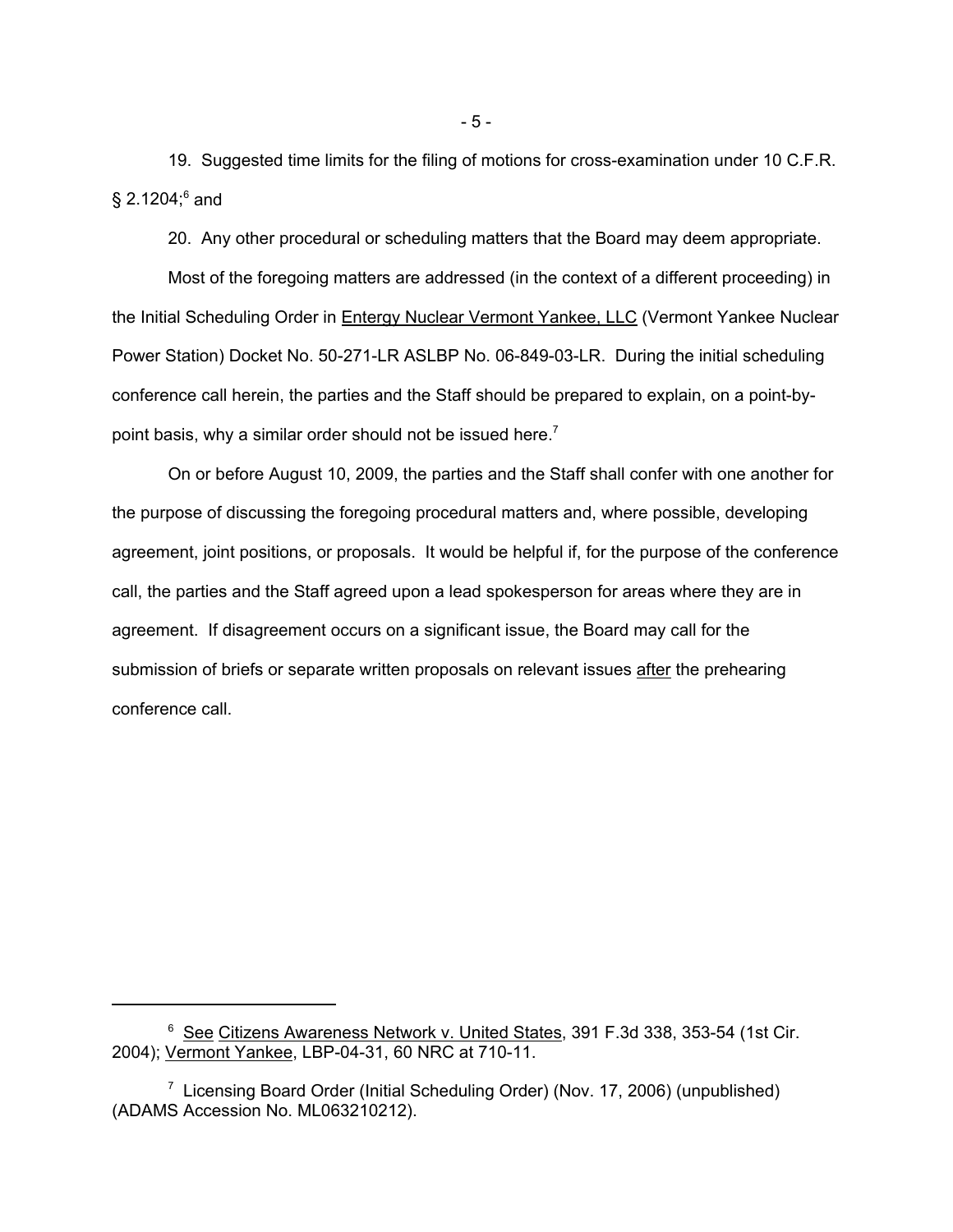19. Suggested time limits for the filing of motions for cross-examination under 10 C.F.R. § 2.1204;[6] and

20. Any other procedural or scheduling matters that the Board may deem appropriate.

Most of the foregoing matters are addressed (in the context of a different proceeding) in the Initial Scheduling Order in Entergy Nuclear Vermont Yankee, LLC (Vermont Yankee Nuclear Power Station) Docket No. 50-271-LR ASLBP No. 06-849-03-LR. During the initial scheduling conference call herein, the parties and the Staff should be prepared to explain, on a point-by-point basis, why a similar order should not be issued here.[7]

On or before August 10, 2009, the parties and the Staff shall confer with one another for the purpose of discussing the foregoing procedural matters and, where possible, developing agreement, joint positions, or proposals. It would be helpful if, for the purpose of the conference call, the parties and the Staff agreed upon a lead spokesperson for areas where they are in agreement. If disagreement occurs on a significant issue, the Board may call for the submission of briefs or separate written proposals on relevant issues after the prehearing conference call.

---

[6] See Citizens Awareness Network v. United States, 391 F.3d 338, 353-54 (1st Cir. 2004); Vermont Yankee, LBP-04-31, 60 NRC at 710-11.

[7] Licensing Board Order (Initial Scheduling Order) (Nov. 17, 2006) (unpublished) (ADAMS Accession No. ML063210212).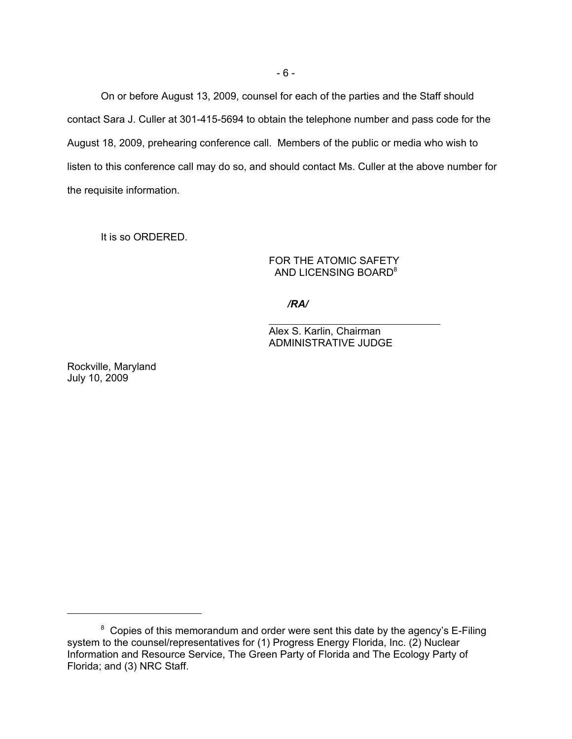On or before August 13, 2009, counsel for each of the parties and the Staff should contact Sara J. Culler at 301-415-5694 to obtain the telephone number and pass code for the August 18, 2009, prehearing conference call. Members of the public or media who wish to listen to this conference call may do so, and should contact Ms. Culler at the above number for the requisite information.

It is so ORDERED.

FOR THE ATOMIC SAFETY AND LICENSING BOARD[8]

*/RA/*

Alex S. Karlin, Chairman
ADMINISTRATIVE JUDGE

Rockville, Maryland
July 10, 2009

---

[8] Copies of this memorandum and order were sent this date by the agency's E-Filing system to the counsel/representatives for (1) Progress Energy Florida, Inc. (2) Nuclear Information and Resource Service, The Green Party of Florida and The Ecology Party of Florida; and (3) NRC Staff.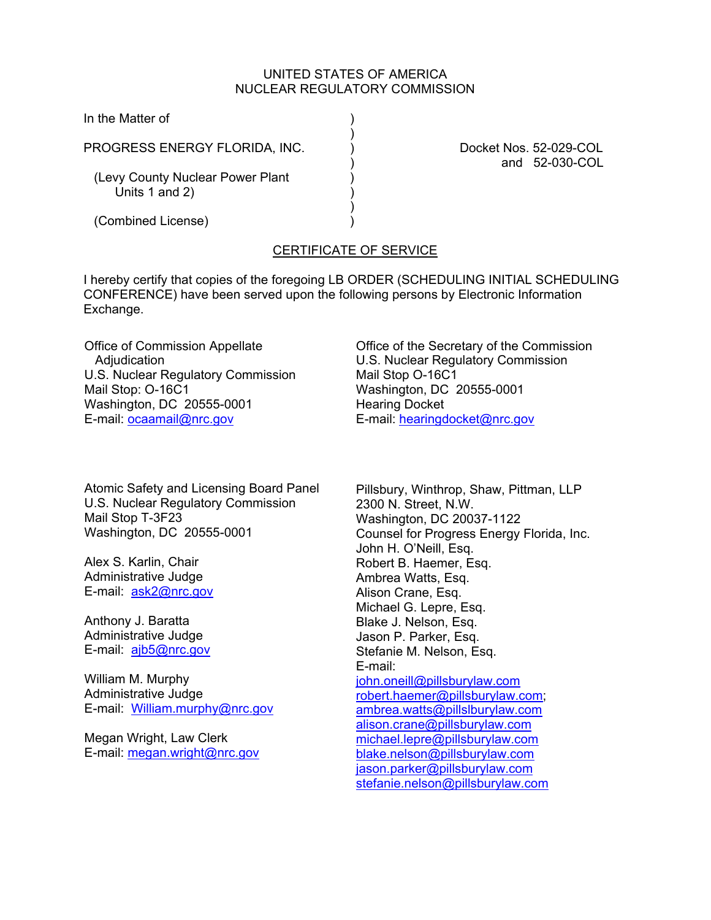UNITED STATES OF AMERICA
NUCLEAR REGULATORY COMMISSION

In the Matter of

PROGRESS ENERGY FLORIDA, INC.

(Levy County Nuclear Power Plant Units 1 and 2)

(Combined License)

Docket Nos. 52-029-COL and 52-030-COL

## CERTIFICATE OF SERVICE

I hereby certify that copies of the foregoing LB ORDER (SCHEDULING INITIAL SCHEDULING CONFERENCE) have been served upon the following persons by Electronic Information Exchange.

Office of Commission Appellate Adjudication
U.S. Nuclear Regulatory Commission
Mail Stop: O-16C1
Washington, DC 20555-0001
E-mail: ocaamail@nrc.gov

Office of the Secretary of the Commission
U.S. Nuclear Regulatory Commission
Mail Stop O-16C1
Washington, DC 20555-0001
Hearing Docket
E-mail: hearingdocket@nrc.gov

Atomic Safety and Licensing Board Panel
U.S. Nuclear Regulatory Commission
Mail Stop T-3F23
Washington, DC 20555-0001

Alex S. Karlin, Chair
Administrative Judge
E-mail: ask2@nrc.gov

Anthony J. Baratta
Administrative Judge
E-mail: ajb5@nrc.gov

William M. Murphy
Administrative Judge
E-mail: William.murphy@nrc.gov

Megan Wright, Law Clerk
E-mail: megan.wright@nrc.gov

Pillsbury, Winthrop, Shaw, Pittman, LLP
2300 N. Street, N.W.
Washington, DC 20037-1122
Counsel for Progress Energy Florida, Inc.
John H. O'Neill, Esq.
Robert B. Haemer, Esq.
Ambrea Watts, Esq.
Alison Crane, Esq.
Michael G. Lepre, Esq.
Blake J. Nelson, Esq.
Jason P. Parker, Esq.
Stefanie M. Nelson, Esq.
E-mail:
john.oneill@pillsburylaw.com
robert.haemer@pillsburylaw.com;
ambrea.watts@pillslburylaw.com
alison.crane@pillsburylaw.com
michael.lepre@pillsburylaw.com
blake.nelson@pillsburylaw.com
jason.parker@pillsburylaw.com
stefanie.nelson@pillsburylaw.com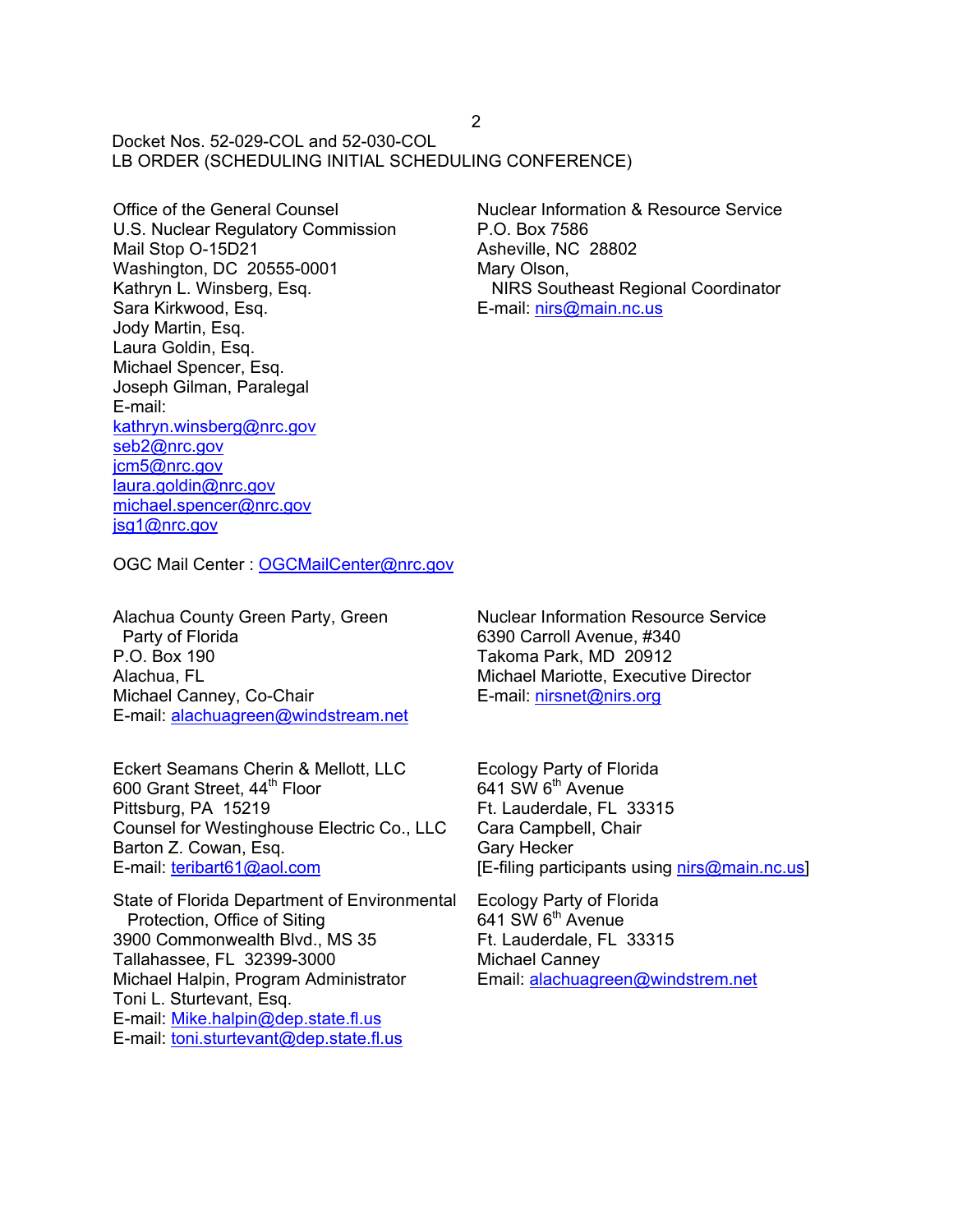Docket Nos. 52-029-COL and 52-030-COL
LB ORDER (SCHEDULING INITIAL SCHEDULING CONFERENCE)

Office of the General Counsel
U.S. Nuclear Regulatory Commission
Mail Stop O-15D21
Washington, DC 20555-0001
Kathryn L. Winsberg, Esq.
Sara Kirkwood, Esq.
Jody Martin, Esq.
Laura Goldin, Esq.
Michael Spencer, Esq.
Joseph Gilman, Paralegal
E-mail:
kathryn.winsberg@nrc.gov
seb2@nrc.gov
jcm5@nrc.gov
laura.goldin@nrc.gov
michael.spencer@nrc.gov
jsg1@nrc.gov

OGC Mail Center : OGCMailCenter@nrc.gov

Nuclear Information & Resource Service
P.O. Box 7586
Asheville, NC 28802
Mary Olson,
NIRS Southeast Regional Coordinator
E-mail: nirs@main.nc.us

Alachua County Green Party, Green Party of Florida
P.O. Box 190
Alachua, FL
Michael Canney, Co-Chair
E-mail: alachuagreen@windstream.net

Nuclear Information Resource Service
6390 Carroll Avenue, #340
Takoma Park, MD 20912
Michael Mariotte, Executive Director
E-mail: nirsnet@nirs.org

Eckert Seamans Cherin & Mellott, LLC
600 Grant Street, 44th Floor
Pittsburg, PA 15219
Counsel for Westinghouse Electric Co., LLC
Barton Z. Cowan, Esq.
E-mail: teribart61@aol.com

Ecology Party of Florida
641 SW 6th Avenue
Ft. Lauderdale, FL 33315
Cara Campbell, Chair
Gary Hecker
[E-filing participants using nirs@main.nc.us]

State of Florida Department of Environmental Protection, Office of Siting
3900 Commonwealth Blvd., MS 35
Tallahassee, FL 32399-3000
Michael Halpin, Program Administrator
Toni L. Sturtevant, Esq.
E-mail: Mike.halpin@dep.state.fl.us
E-mail: toni.sturtevant@dep.state.fl.us

Ecology Party of Florida
641 SW 6th Avenue
Ft. Lauderdale, FL 33315
Michael Canney
Email: alachuagreen@windstrem.net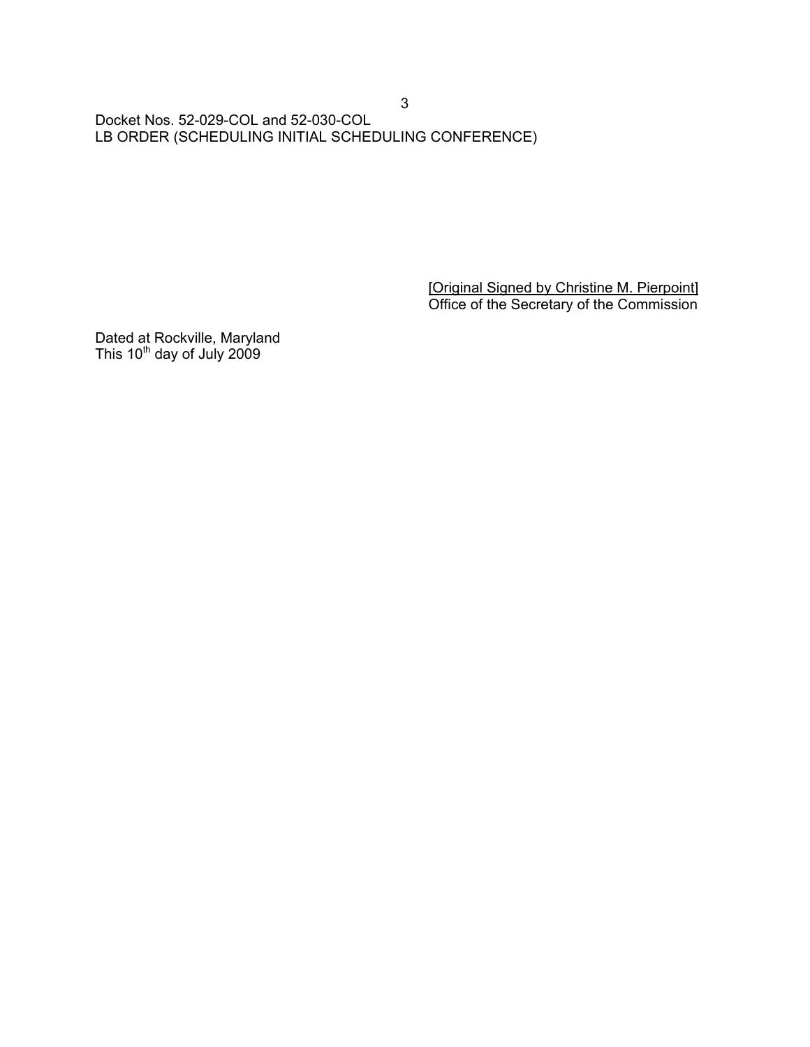Docket Nos. 52-029-COL and 52-030-COL
LB ORDER (SCHEDULING INITIAL SCHEDULING CONFERENCE)

[Original Signed by Christine M. Pierpoint]
Office of the Secretary of the Commission

Dated at Rockville, Maryland
This 10th day of July 2009